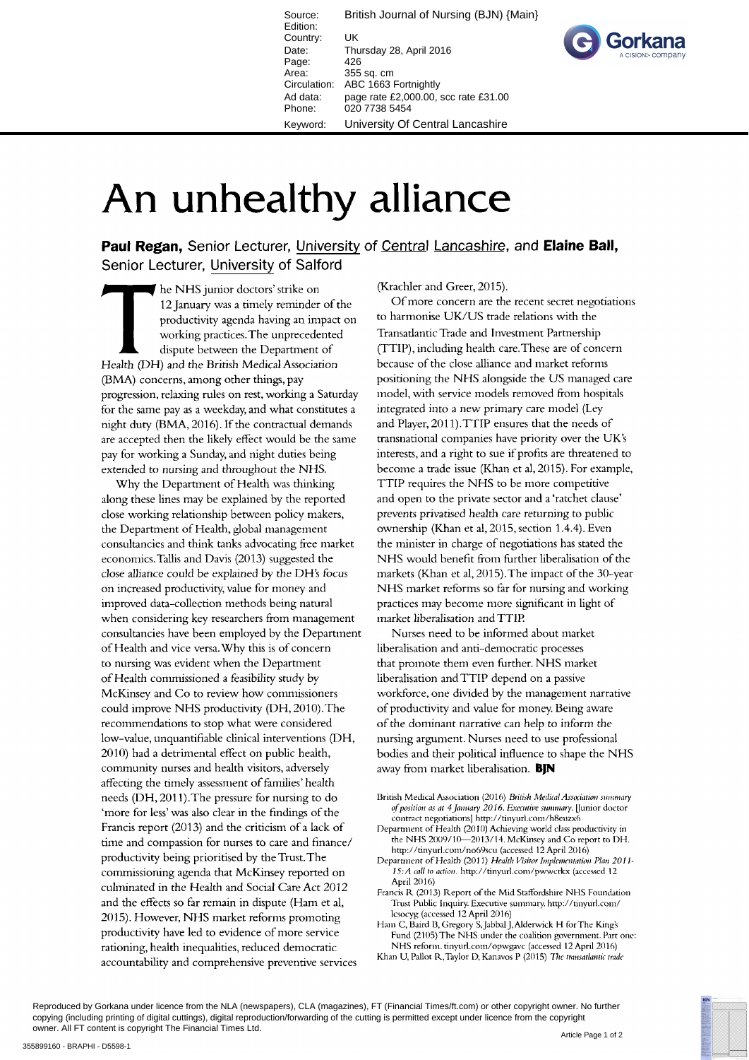# An unhealthy alliance

**Paul Regan,** Senior Lecturer, University of Central Lancashire, and **Elaine Ball,** Senior Lecturer, University of Salford

The NHS junior doctors' strike on 12 January was a timely reminder of the productivity agenda having an impact on working practices. The unprecedented dispute between the Department of Health (DH) and the British Medical Association (BMA) concerns, among other things, pay progression, relaxing rules on rest, working a Saturday for the same pay as a weekday, and what constitutes a night duty (BMA, 2016). If the contractual demands are accepted then the likely effect would be the same pay for working a Sunday, and night duties being extended to nursing and throughout the NHS.

Why the Department of Health was thinking along these lines may be explained by the reported close working relationship between policy makers, the Department of Health, global management consultancies and think tanks advocating free market economics. Tallis and Davis (2013) suggested the close alliance could be explained by the DH's focus on increased productivity, value for money and improved data-collection methods being natural when considering key researchers from management consultancies have been employed by the Department of Health and vice versa. Why this is of concern to nursing was evident when the Department of Health commissioned a feasibility study by McKinsey and Co to review how commissioners could improve NHS productivity (DH, 2010). The recommendations to stop what were considered low-value, unquantifiable clinical interventions (DH, 2010) had a detrimental effect on public health, community nurses and health visitors, adversely affecting the timely assessment of families' health needs (DH, 2011). The pressure for nursing to do 'more for less' was also clear in the findings of the Francis report (2013) and the criticism of a lack of time and compassion for nurses to care and finance/productivity being prioritised by the Trust. The commissioning agenda that McKinsey reported on culminated in the Health and Social Care Act 2012 and the effects so far remain in dispute (Ham et al, 2015). However, NHS market reforms promoting productivity have led to evidence of more service rationing, health inequalities, reduced democratic accountability and comprehensive preventive services (Krachler and Greer, 2015).

Of more concern are the recent secret negotiations to harmonise UK/US trade relations with the Transatlantic Trade and Investment Partnership (TTIP), including health care. These are of concern because of the close alliance and market reforms positioning the NHS alongside the US managed care model, with service models removed from hospitals integrated into a new primary care model (Ley and Player, 2011). TTIP ensures that the needs of transnational companies have priority over the UK's interests, and a right to sue if profits are threatened to become a trade issue (Khan et al, 2015). For example, TTIP requires the NHS to be more competitive and open to the private sector and a 'ratchet clause' prevents privatised health care returning to public ownership (Khan et al, 2015, section 1.4.4). Even the minister in charge of negotiations has stated the NHS would benefit from further liberalisation of the markets (Khan et al, 2015). The impact of the 30-year NHS market reforms so far for nursing and working practices may become more significant in light of market liberalisation and TTIP.

Nurses need to be informed about market liberalisation and anti-democratic processes that promote them even further. NHS market liberalisation and TTIP depend on a passive workforce, one divided by the management narrative of productivity and value for money. Being aware of the dominant narrative can help to inform the nursing argument. Nurses need to use professional bodies and their political influence to shape the NHS away from market liberalisation. **BJN**

British Medical Association (2016) *British Medical Association summary of position as at 4 January 2016. Executive summary.* [Junior doctor contract negotiations] http://tinyurl.com/h8euzx6

Department of Health (2010) Achieving world class productivity in the NHS 2009/10—2013/14. McKinsey and Co report to DH. http://tinyurl.com/no69scu (accessed 12 April 2016)

Department of Health (2011) *Health Visitor Implementation Plan 2011-15: A call to action.* http://tinyurl.com/pwwcrkx (accessed 12 April 2016)

Francis R (2013) Report of the Mid Staffordshire NHS Foundation Trust Public Inquiry. Executive summary. http://tinyurl.com/lcsocyg (accessed 12 April 2016)

Ham C, Baird B, Gregory S, Jabbal J, Alderwick H for The King's Fund (2105) The NHS under the coalition government. Part one: NHS reform. tinyurl.com/opwgavc (accessed 12 April 2016)

Khan U, Pallot R, Taylor D, Kanavos P (2015) *The transatlantic trade*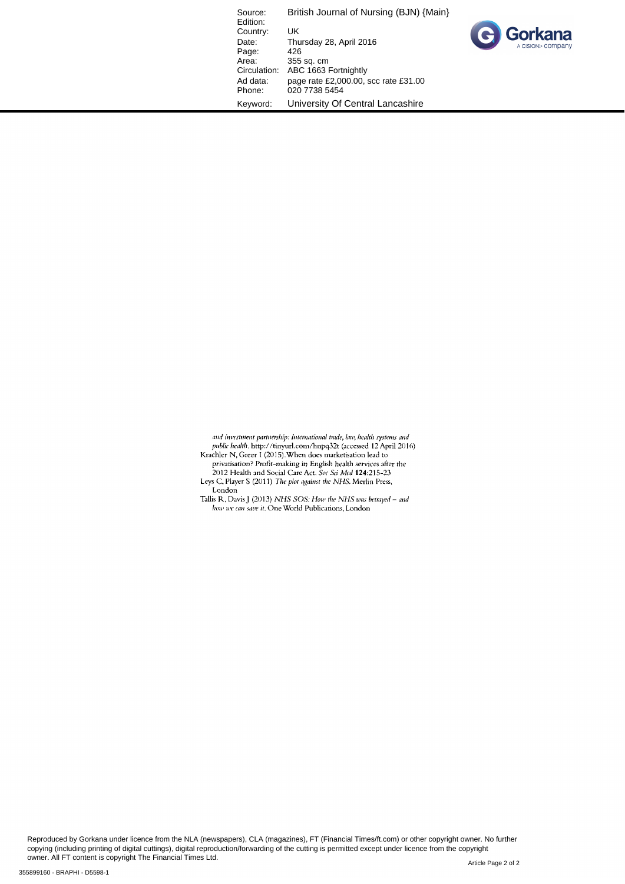*and investment partnership: International trade, law, health systems and public health*. http://tinyurl.com/hnpq32t (accessed 12 April 2016)

Krachler N, Greer I (2015). When does marketisation lead to privatisation? Profit-making in English health services after the 2012 Health and Social Care Act. *Soc Sci Med* **124**:215-23

Leys C, Player S (2011) *The plot against the NHS*. Merlin Press, London

Tallis R, Davis J (2013) *NHS SOS: How the NHS was betrayed – and how we can save it*. One World Publications, London